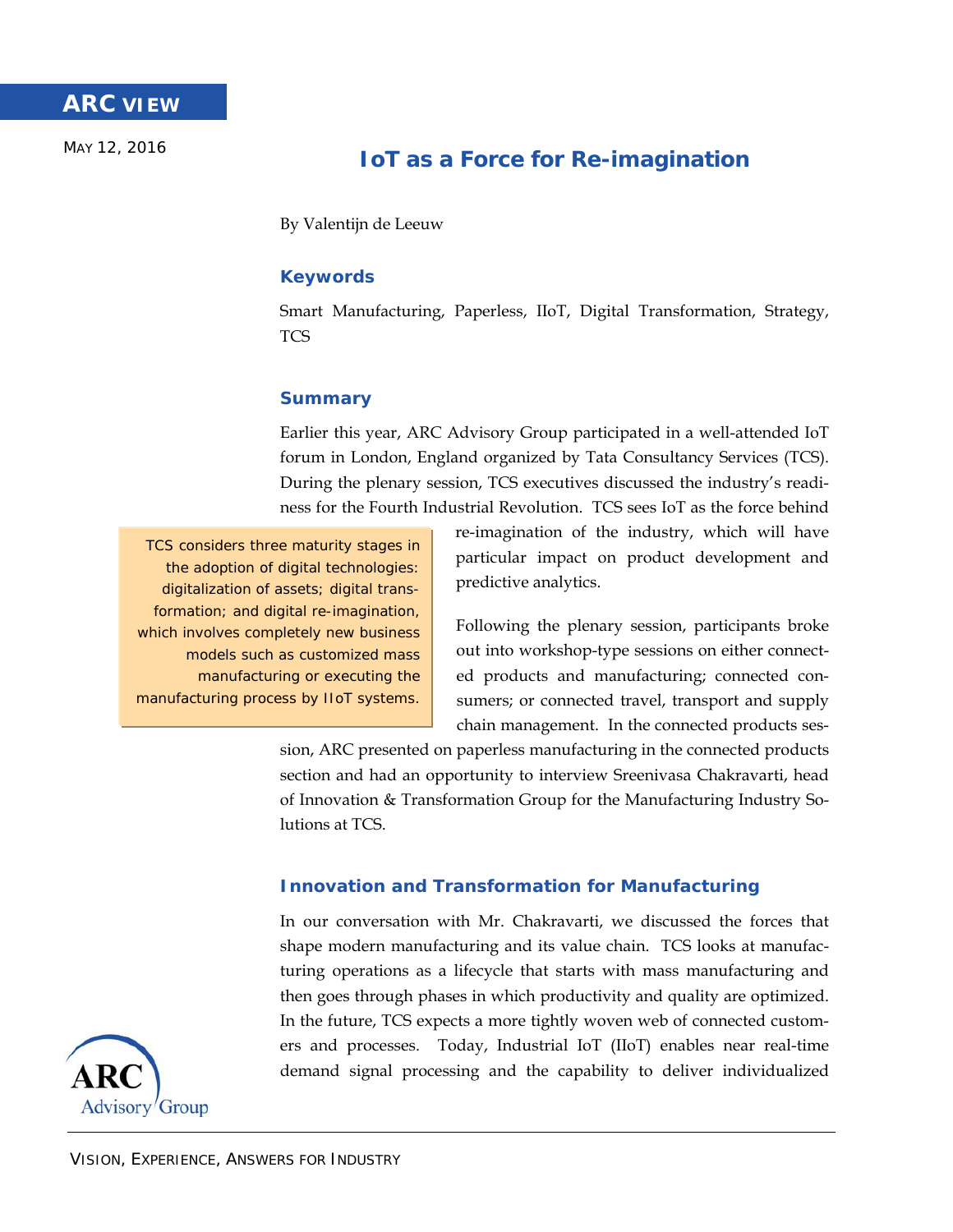ARC VIEW

MAY 12, 2016

# IoT as a Force for Re-imagination

By Valentijn de Leeuw

## Keywords

Smart Manufacturing, Paperless, IIoT, Digital Transformation, Strategy, TCS

## Summary

Earlier this year, ARC Advisory Group participated in a well-attended IoT forum in London, England organized by Tata Consultancy Services (TCS). During the plenary session, TCS executives discussed the industry's readiness for the Fourth Industrial Revolution. TCS sees IoT as the force behind re-imagination of the industry, which will have particular impact on product development and predictive analytics.

> TCS considers three maturity stages in the adoption of digital technologies: digitalization of assets; digital transformation; and digital re-imagination, which involves completely new business models such as customized mass manufacturing or executing the manufacturing process by IIoT systems.

Following the plenary session, participants broke out into workshop-type sessions on either connected products and manufacturing; connected consumers; or connected travel, transport and supply chain management. In the connected products session, ARC presented on paperless manufacturing in the connected products section and had an opportunity to interview Sreenivasa Chakravarti, head of Innovation & Transformation Group for the Manufacturing Industry Solutions at TCS.

## Innovation and Transformation for Manufacturing

In our conversation with Mr. Chakravarti, we discussed the forces that shape modern manufacturing and its value chain. TCS looks at manufacturing operations as a lifecycle that starts with mass manufacturing and then goes through phases in which productivity and quality are optimized. In the future, TCS expects a more tightly woven web of connected customers and processes. Today, Industrial IoT (IIoT) enables near real-time demand signal processing and the capability to deliver individualized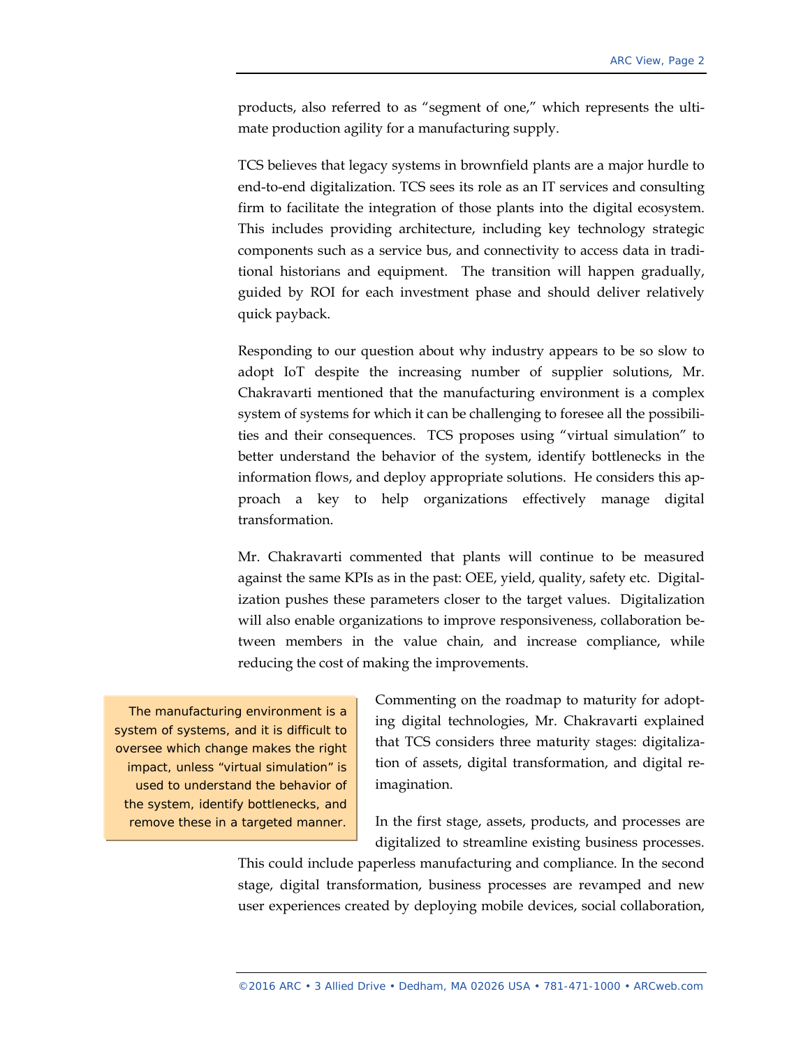products, also referred to as "segment of one," which represents the ultimate production agility for a manufacturing supply.

TCS believes that legacy systems in brownfield plants are a major hurdle to end-to-end digitalization. TCS sees its role as an IT services and consulting firm to facilitate the integration of those plants into the digital ecosystem. This includes providing architecture, including key technology strategic components such as a service bus, and connectivity to access data in traditional historians and equipment. The transition will happen gradually, guided by ROI for each investment phase and should deliver relatively quick payback.

Responding to our question about why industry appears to be so slow to adopt IoT despite the increasing number of supplier solutions, Mr. Chakravarti mentioned that the manufacturing environment is a complex system of systems for which it can be challenging to foresee all the possibilities and their consequences. TCS proposes using "virtual simulation" to better understand the behavior of the system, identify bottlenecks in the information flows, and deploy appropriate solutions. He considers this approach a key to help organizations effectively manage digital transformation.

Mr. Chakravarti commented that plants will continue to be measured against the same KPIs as in the past: OEE, yield, quality, safety etc. Digitalization pushes these parameters closer to the target values. Digitalization will also enable organizations to improve responsiveness, collaboration between members in the value chain, and increase compliance, while reducing the cost of making the improvements.

> The manufacturing environment is a system of systems, and it is difficult to oversee which change makes the right impact, unless "virtual simulation" is used to understand the behavior of the system, identify bottlenecks, and remove these in a targeted manner.

Commenting on the roadmap to maturity for adopting digital technologies, Mr. Chakravarti explained that TCS considers three maturity stages: digitalization of assets, digital transformation, and digital reimagination.

In the first stage, assets, products, and processes are digitalized to streamline existing business processes. This could include paperless manufacturing and compliance. In the second stage, digital transformation, business processes are revamped and new user experiences created by deploying mobile devices, social collaboration,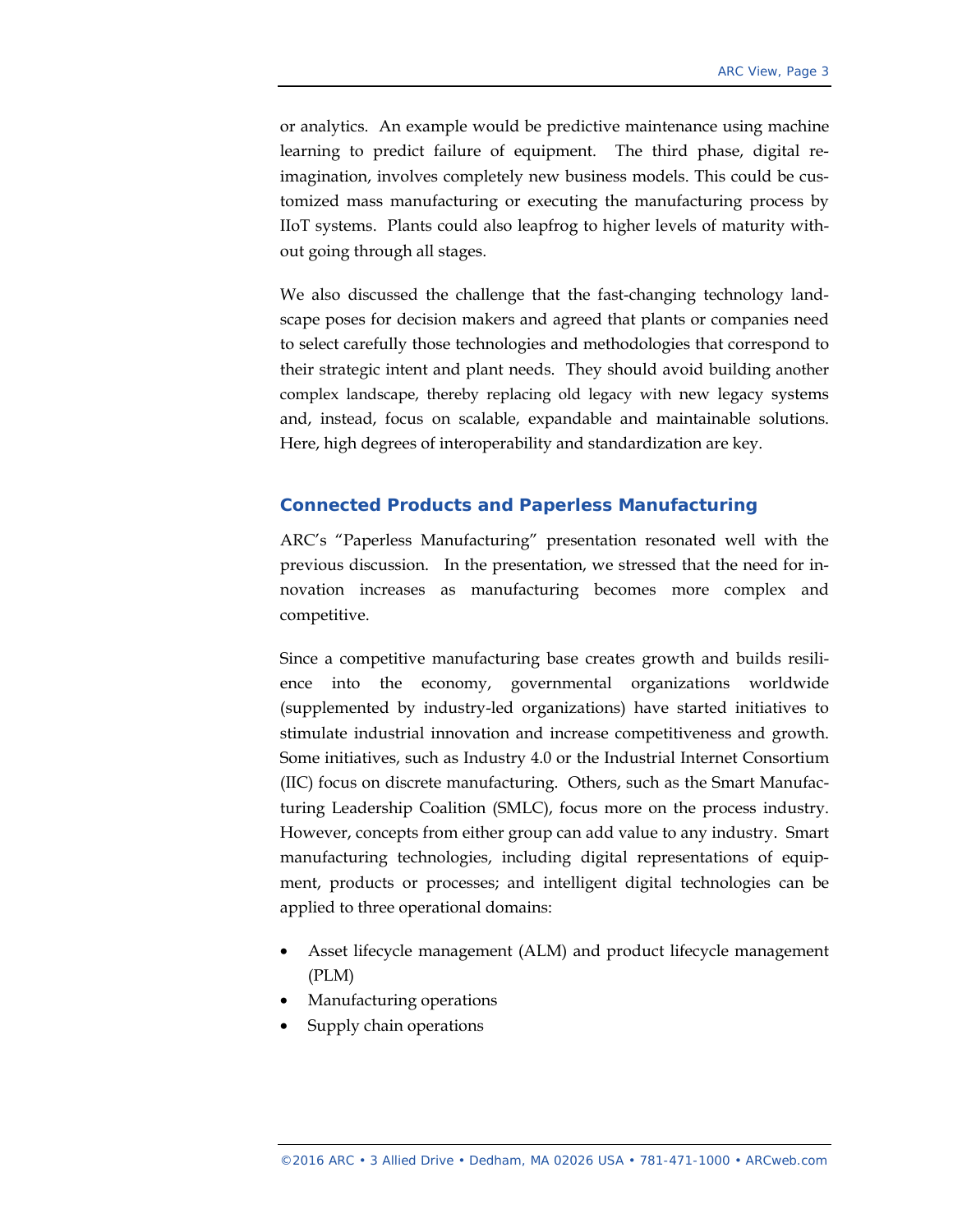or analytics. An example would be predictive maintenance using machine learning to predict failure of equipment. The third phase, digital re-imagination, involves completely new business models. This could be customized mass manufacturing or executing the manufacturing process by IIoT systems. Plants could also leapfrog to higher levels of maturity without going through all stages.

We also discussed the challenge that the fast-changing technology landscape poses for decision makers and agreed that plants or companies need to select carefully those technologies and methodologies that correspond to their strategic intent and plant needs. They should avoid building another complex landscape, thereby replacing old legacy with new legacy systems and, instead, focus on scalable, expandable and maintainable solutions. Here, high degrees of interoperability and standardization are key.

## Connected Products and Paperless Manufacturing

ARC's "Paperless Manufacturing" presentation resonated well with the previous discussion. In the presentation, we stressed that the need for innovation increases as manufacturing becomes more complex and competitive.

Since a competitive manufacturing base creates growth and builds resilience into the economy, governmental organizations worldwide (supplemented by industry-led organizations) have started initiatives to stimulate industrial innovation and increase competitiveness and growth. Some initiatives, such as Industry 4.0 or the Industrial Internet Consortium (IIC) focus on discrete manufacturing. Others, such as the Smart Manufacturing Leadership Coalition (SMLC), focus more on the process industry. However, concepts from either group can add value to any industry. Smart manufacturing technologies, including digital representations of equipment, products or processes; and intelligent digital technologies can be applied to three operational domains:

- Asset lifecycle management (ALM) and product lifecycle management (PLM)
- Manufacturing operations
- Supply chain operations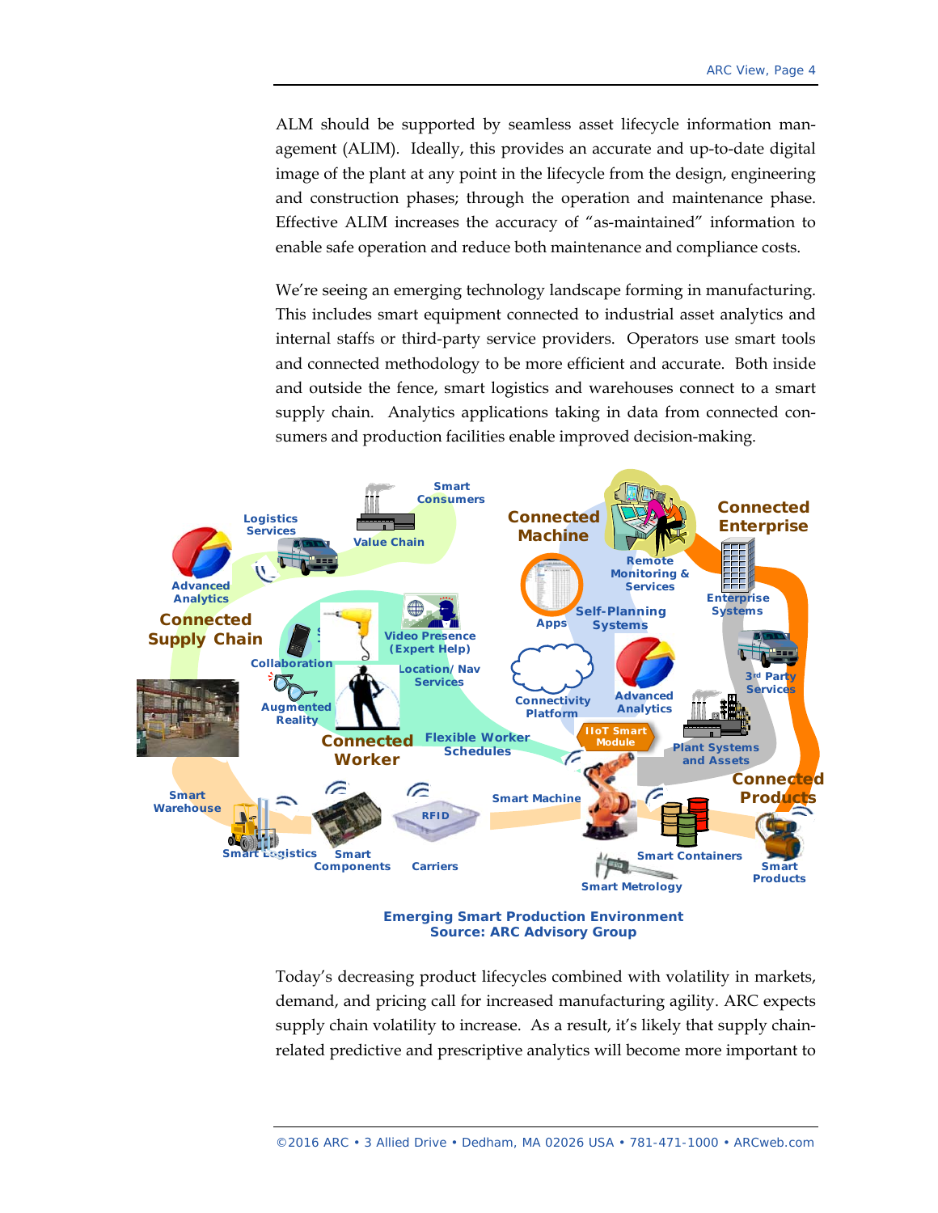ALM should be supported by seamless asset lifecycle information management (ALIM). Ideally, this provides an accurate and up-to-date digital image of the plant at any point in the lifecycle from the design, engineering and construction phases; through the operation and maintenance phase. Effective ALIM increases the accuracy of "as-maintained" information to enable safe operation and reduce both maintenance and compliance costs.

We're seeing an emerging technology landscape forming in manufacturing. This includes smart equipment connected to industrial asset analytics and internal staffs or third-party service providers. Operators use smart tools and connected methodology to be more efficient and accurate. Both inside and outside the fence, smart logistics and warehouses connect to a smart supply chain. Analytics applications taking in data from connected consumers and production facilities enable improved decision-making.

**Emerging Smart Production Environment**
**Source: ARC Advisory Group**

Today's decreasing product lifecycles combined with volatility in markets, demand, and pricing call for increased manufacturing agility. ARC expects supply chain volatility to increase. As a result, it's likely that supply chain-related predictive and prescriptive analytics will become more important to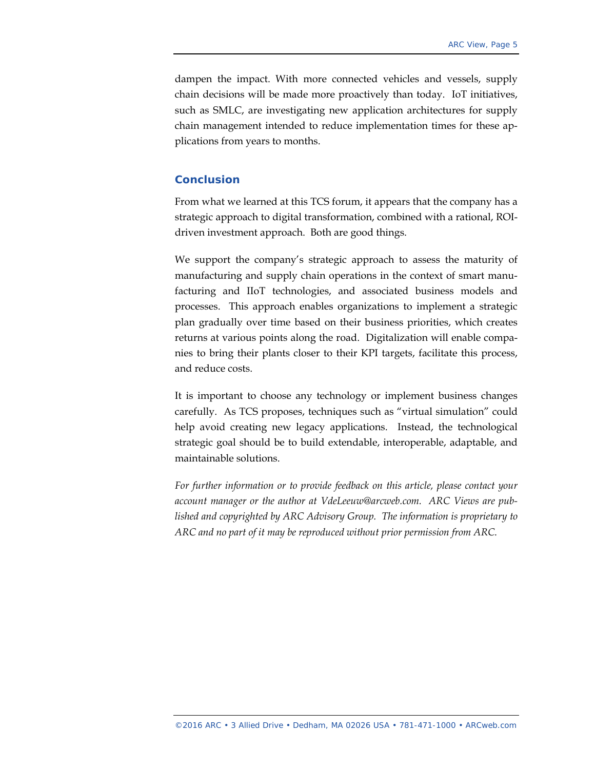dampen the impact. With more connected vehicles and vessels, supply chain decisions will be made more proactively than today. IoT initiatives, such as SMLC, are investigating new application architectures for supply chain management intended to reduce implementation times for these applications from years to months.

## Conclusion

From what we learned at this TCS forum, it appears that the company has a strategic approach to digital transformation, combined with a rational, ROI-driven investment approach. Both are good things.

We support the company's strategic approach to assess the maturity of manufacturing and supply chain operations in the context of smart manufacturing and IIoT technologies, and associated business models and processes. This approach enables organizations to implement a strategic plan gradually over time based on their business priorities, which creates returns at various points along the road. Digitalization will enable companies to bring their plants closer to their KPI targets, facilitate this process, and reduce costs.

It is important to choose any technology or implement business changes carefully. As TCS proposes, techniques such as "virtual simulation" could help avoid creating new legacy applications. Instead, the technological strategic goal should be to build extendable, interoperable, adaptable, and maintainable solutions.

*For further information or to provide feedback on this article, please contact your account manager or the author at VdeLeeuw@arcweb.com. ARC Views are published and copyrighted by ARC Advisory Group. The information is proprietary to ARC and no part of it may be reproduced without prior permission from ARC.*